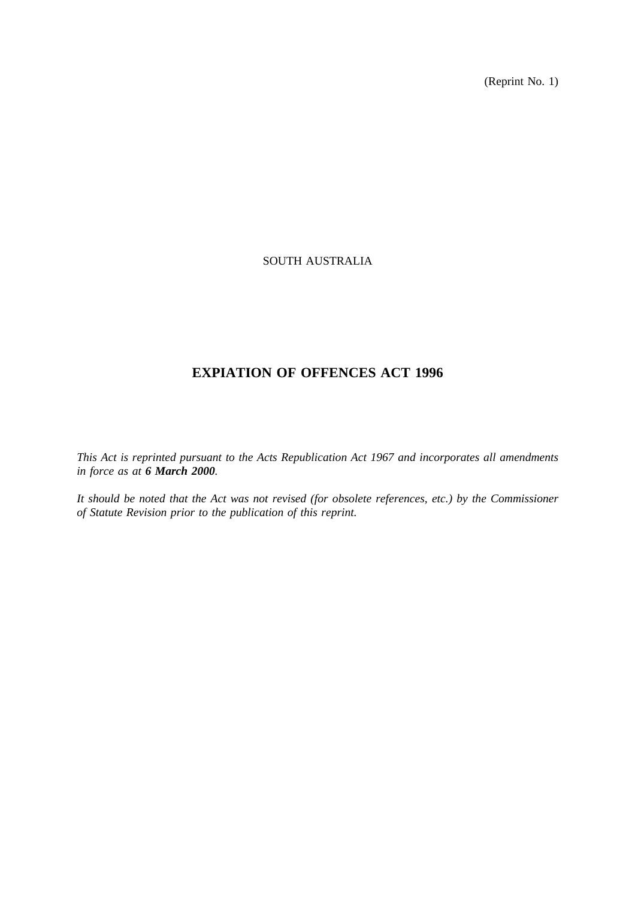(Reprint No. 1)

SOUTH AUSTRALIA

# EXPIATION OF OFFENCES ACT 1996

*This Act is reprinted pursuant to the Acts Republication Act 1967 and incorporates all amendments in force as at **6 March 2000**.*

*It should be noted that the Act was not revised (for obsolete references, etc.) by the Commissioner of Statute Revision prior to the publication of this reprint.*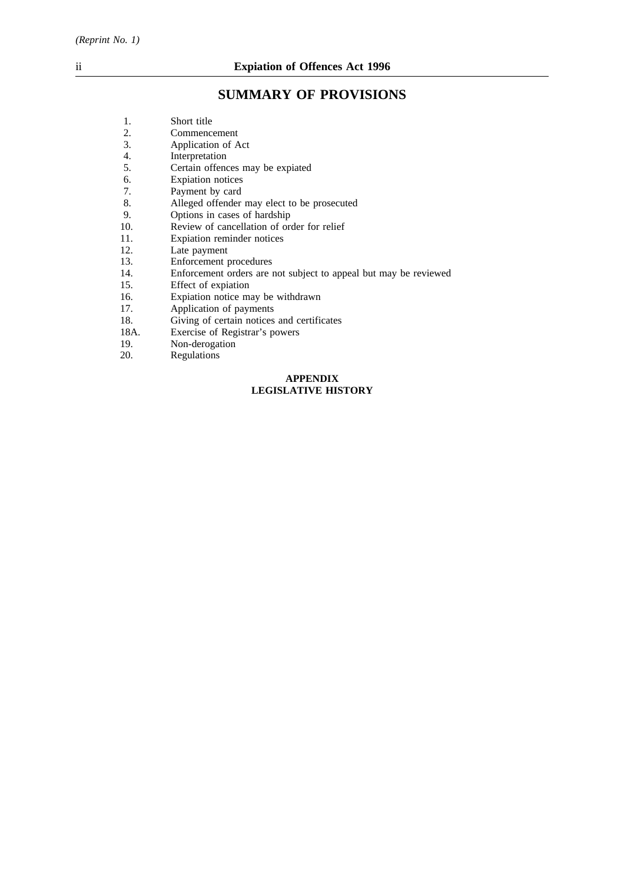# SUMMARY OF PROVISIONS

1. Short title
2. Commencement
3. Application of Act
4. Interpretation
5. Certain offences may be expiated
6. Expiation notices
7. Payment by card
8. Alleged offender may elect to be prosecuted
9. Options in cases of hardship
10. Review of cancellation of order for relief
11. Expiation reminder notices
12. Late payment
13. Enforcement procedures
14. Enforcement orders are not subject to appeal but may be reviewed
15. Effect of expiation
16. Expiation notice may be withdrawn
17. Application of payments
18. Giving of certain notices and certificates

18A. Exercise of Registrar's powers

19. Non-derogation
20. Regulations

**APPENDIX**
**LEGISLATIVE HISTORY**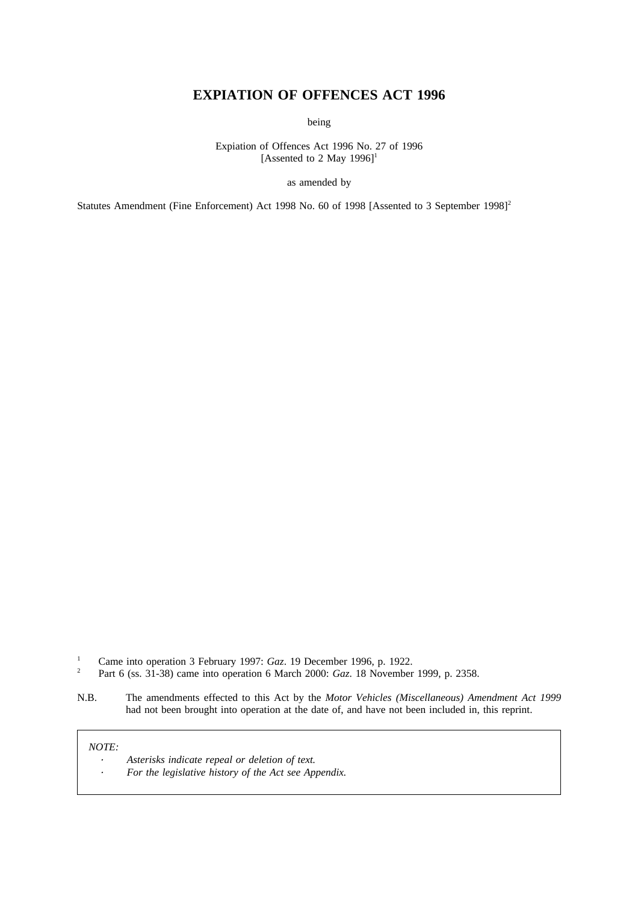# EXPIATION OF OFFENCES ACT 1996

being

Expiation of Offences Act 1996 No. 27 of 1996
[Assented to 2 May 1996][1]

as amended by

Statutes Amendment (Fine Enforcement) Act 1998 No. 60 of 1998 [Assented to 3 September 1998][2]

[1] Came into operation 3 February 1997: *Gaz*. 19 December 1996, p. 1922.

[2] Part 6 (ss. 31-38) came into operation 6 March 2000: *Gaz*. 18 November 1999, p. 2358.

N.B. The amendments effected to this Act by the *Motor Vehicles (Miscellaneous) Amendment Act 1999* had not been brought into operation at the date of, and have not been included in, this reprint.

*NOTE:*
- *Asterisks indicate repeal or deletion of text.*
- *For the legislative history of the Act see Appendix.*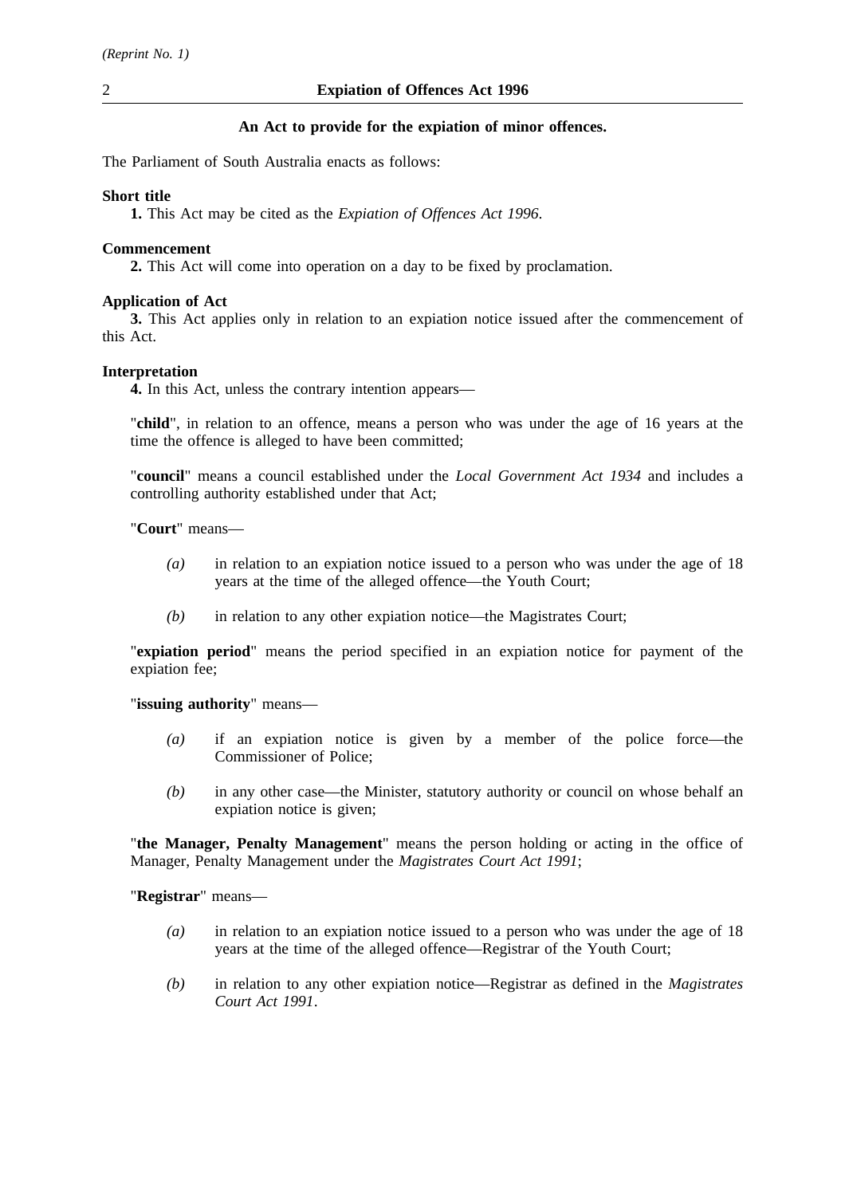**An Act to provide for the expiation of minor offences.**

The Parliament of South Australia enacts as follows:

**Short title**

**1.** This Act may be cited as the *Expiation of Offences Act 1996*.

**Commencement**

**2.** This Act will come into operation on a day to be fixed by proclamation.

**Application of Act**

**3.** This Act applies only in relation to an expiation notice issued after the commencement of this Act.

**Interpretation**

**4.** In this Act, unless the contrary intention appears—

"**child**", in relation to an offence, means a person who was under the age of 16 years at the time the offence is alleged to have been committed;

"**council**" means a council established under the *Local Government Act 1934* and includes a controlling authority established under that Act;

"**Court**" means—

*(a)* in relation to an expiation notice issued to a person who was under the age of 18 years at the time of the alleged offence—the Youth Court;

*(b)* in relation to any other expiation notice—the Magistrates Court;

"**expiation period**" means the period specified in an expiation notice for payment of the expiation fee;

"**issuing authority**" means—

*(a)* if an expiation notice is given by a member of the police force—the Commissioner of Police;

*(b)* in any other case—the Minister, statutory authority or council on whose behalf an expiation notice is given;

"**the Manager, Penalty Management**" means the person holding or acting in the office of Manager, Penalty Management under the *Magistrates Court Act 1991*;

"**Registrar**" means—

*(a)* in relation to an expiation notice issued to a person who was under the age of 18 years at the time of the alleged offence—Registrar of the Youth Court;

*(b)* in relation to any other expiation notice—Registrar as defined in the *Magistrates Court Act 1991*.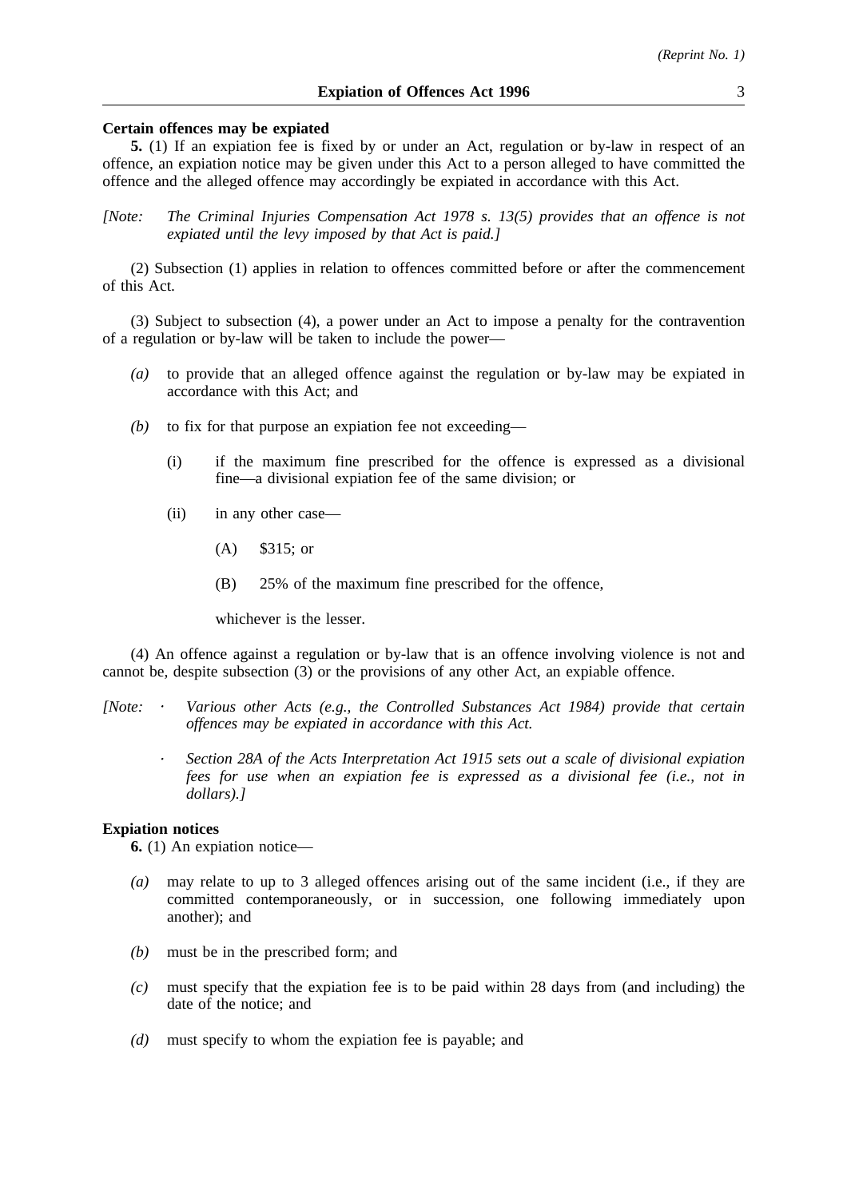**Certain offences may be expiated**

**5.** (1) If an expiation fee is fixed by or under an Act, regulation or by-law in respect of an offence, an expiation notice may be given under this Act to a person alleged to have committed the offence and the alleged offence may accordingly be expiated in accordance with this Act.

*[Note: The Criminal Injuries Compensation Act 1978 s. 13(5) provides that an offence is not expiated until the levy imposed by that Act is paid.]*

(2) Subsection (1) applies in relation to offences committed before or after the commencement of this Act.

(3) Subject to subsection (4), a power under an Act to impose a penalty for the contravention of a regulation or by-law will be taken to include the power—

- *(a)* to provide that an alleged offence against the regulation or by-law may be expiated in accordance with this Act; and
- *(b)* to fix for that purpose an expiation fee not exceeding—
  - (i) if the maximum fine prescribed for the offence is expressed as a divisional fine—a divisional expiation fee of the same division; or
  - (ii) in any other case—
    - (A) $315; or
    - (B) 25% of the maximum fine prescribed for the offence,

    whichever is the lesser.

(4) An offence against a regulation or by-law that is an offence involving violence is not and cannot be, despite subsection (3) or the provisions of any other Act, an expiable offence.

*[Note:*
- *Various other Acts (e.g., the Controlled Substances Act 1984) provide that certain offences may be expiated in accordance with this Act.*
- *Section 28A of the Acts Interpretation Act 1915 sets out a scale of divisional expiation fees for use when an expiation fee is expressed as a divisional fee (i.e., not in dollars).]*

**Expiation notices**

**6.** (1) An expiation notice—

- *(a)* may relate to up to 3 alleged offences arising out of the same incident (i.e., if they are committed contemporaneously, or in succession, one following immediately upon another); and
- *(b)* must be in the prescribed form; and
- *(c)* must specify that the expiation fee is to be paid within 28 days from (and including) the date of the notice; and
- *(d)* must specify to whom the expiation fee is payable; and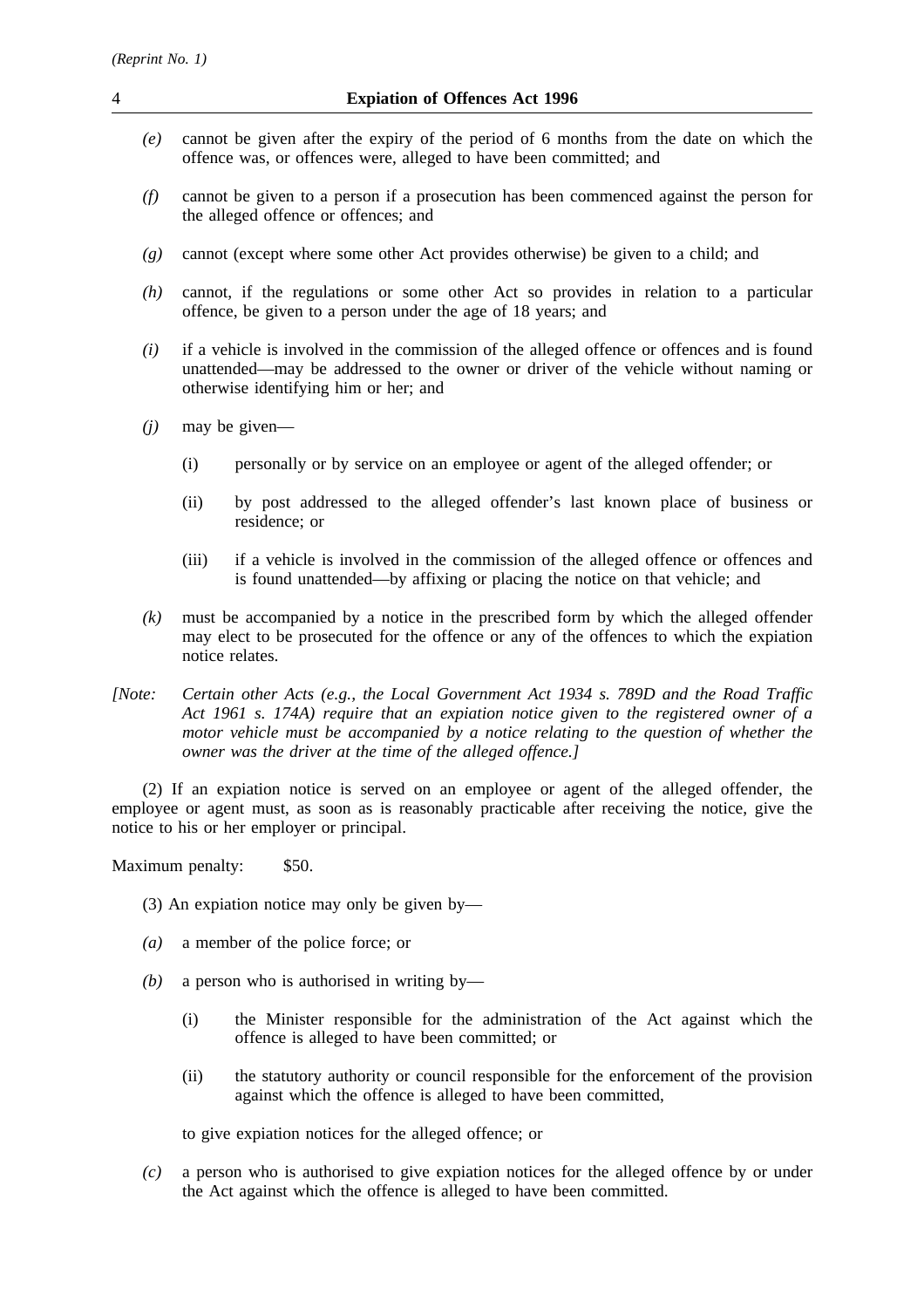*(e)* cannot be given after the expiry of the period of 6 months from the date on which the offence was, or offences were, alleged to have been committed; and

*(f)* cannot be given to a person if a prosecution has been commenced against the person for the alleged offence or offences; and

*(g)* cannot (except where some other Act provides otherwise) be given to a child; and

*(h)* cannot, if the regulations or some other Act so provides in relation to a particular offence, be given to a person under the age of 18 years; and

*(i)* if a vehicle is involved in the commission of the alleged offence or offences and is found unattended—may be addressed to the owner or driver of the vehicle without naming or otherwise identifying him or her; and

*(j)* may be given—

(i) personally or by service on an employee or agent of the alleged offender; or

(ii) by post addressed to the alleged offender's last known place of business or residence; or

(iii) if a vehicle is involved in the commission of the alleged offence or offences and is found unattended—by affixing or placing the notice on that vehicle; and

*(k)* must be accompanied by a notice in the prescribed form by which the alleged offender may elect to be prosecuted for the offence or any of the offences to which the expiation notice relates.

*[Note: Certain other Acts (e.g., the Local Government Act 1934 s. 789D and the Road Traffic Act 1961 s. 174A) require that an expiation notice given to the registered owner of a motor vehicle must be accompanied by a notice relating to the question of whether the owner was the driver at the time of the alleged offence.]*

(2) If an expiation notice is served on an employee or agent of the alleged offender, the employee or agent must, as soon as is reasonably practicable after receiving the notice, give the notice to his or her employer or principal.

Maximum penalty: $50.

(3) An expiation notice may only be given by—

*(a)* a member of the police force; or

*(b)* a person who is authorised in writing by—

(i) the Minister responsible for the administration of the Act against which the offence is alleged to have been committed; or

(ii) the statutory authority or council responsible for the enforcement of the provision against which the offence is alleged to have been committed,

to give expiation notices for the alleged offence; or

*(c)* a person who is authorised to give expiation notices for the alleged offence by or under the Act against which the offence is alleged to have been committed.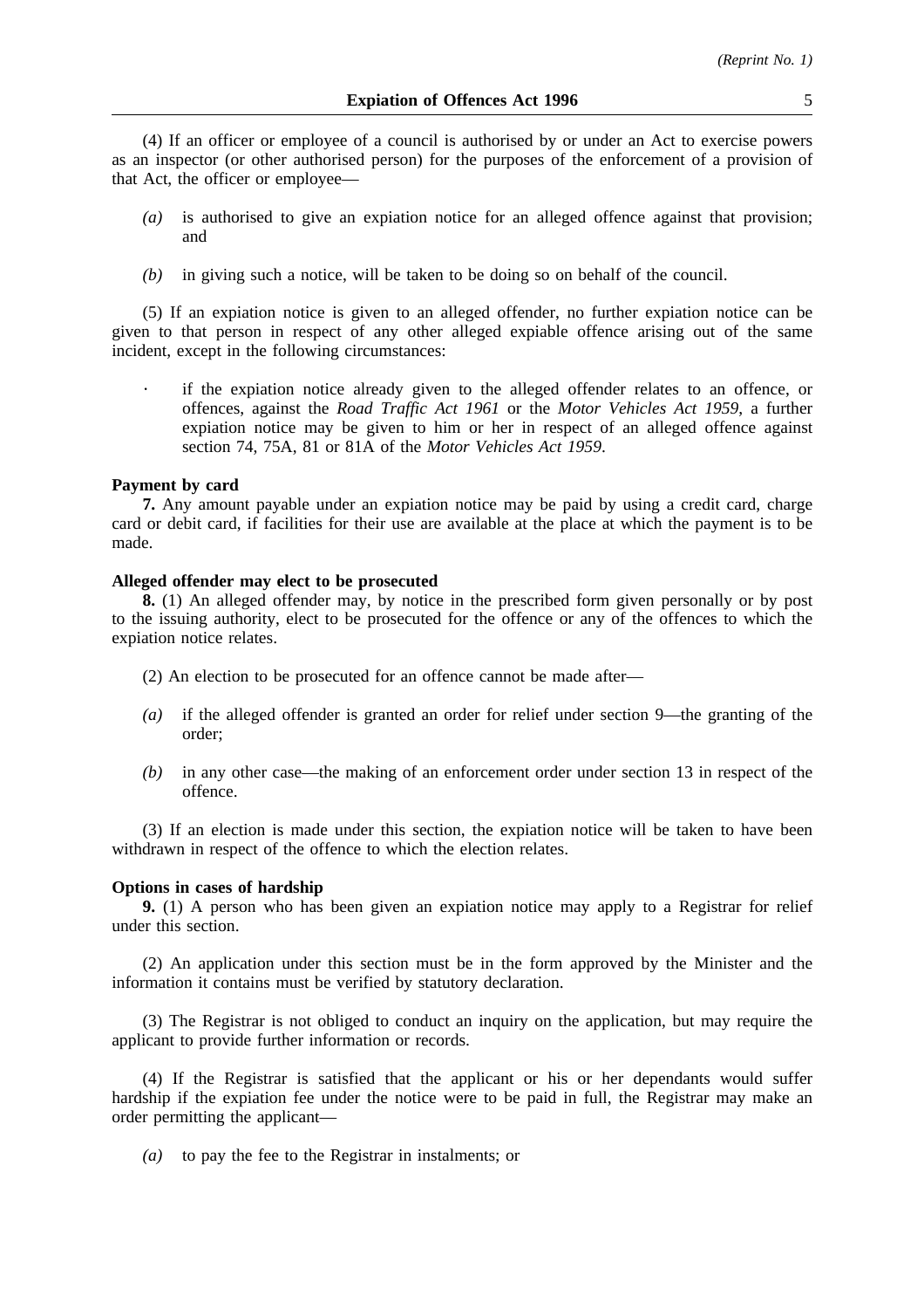(4) If an officer or employee of a council is authorised by or under an Act to exercise powers as an inspector (or other authorised person) for the purposes of the enforcement of a provision of that Act, the officer or employee—

- *(a)* is authorised to give an expiation notice for an alleged offence against that provision; and
- *(b)* in giving such a notice, will be taken to be doing so on behalf of the council.

(5) If an expiation notice is given to an alleged offender, no further expiation notice can be given to that person in respect of any other alleged expiable offence arising out of the same incident, except in the following circumstances:

- if the expiation notice already given to the alleged offender relates to an offence, or offences, against the *Road Traffic Act 1961* or the *Motor Vehicles Act 1959*, a further expiation notice may be given to him or her in respect of an alleged offence against section 74, 75A, 81 or 81A of the *Motor Vehicles Act 1959*.

**Payment by card**

**7.** Any amount payable under an expiation notice may be paid by using a credit card, charge card or debit card, if facilities for their use are available at the place at which the payment is to be made.

**Alleged offender may elect to be prosecuted**

**8.** (1) An alleged offender may, by notice in the prescribed form given personally or by post to the issuing authority, elect to be prosecuted for the offence or any of the offences to which the expiation notice relates.

(2) An election to be prosecuted for an offence cannot be made after—

- *(a)* if the alleged offender is granted an order for relief under section 9—the granting of the order;
- *(b)* in any other case—the making of an enforcement order under section 13 in respect of the offence.

(3) If an election is made under this section, the expiation notice will be taken to have been withdrawn in respect of the offence to which the election relates.

**Options in cases of hardship**

**9.** (1) A person who has been given an expiation notice may apply to a Registrar for relief under this section.

(2) An application under this section must be in the form approved by the Minister and the information it contains must be verified by statutory declaration.

(3) The Registrar is not obliged to conduct an inquiry on the application, but may require the applicant to provide further information or records.

(4) If the Registrar is satisfied that the applicant or his or her dependants would suffer hardship if the expiation fee under the notice were to be paid in full, the Registrar may make an order permitting the applicant—

- *(a)* to pay the fee to the Registrar in instalments; or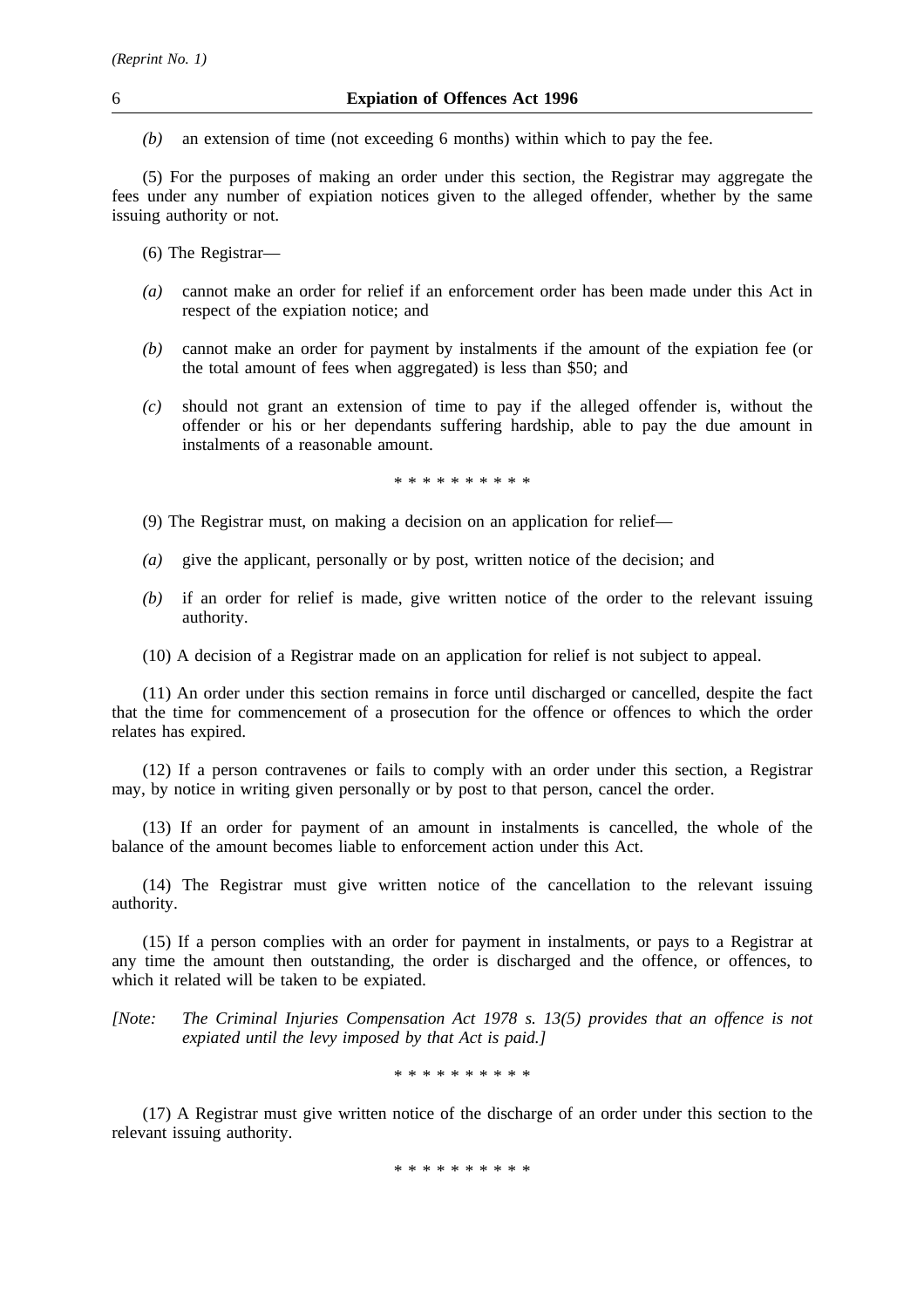*(b)* an extension of time (not exceeding 6 months) within which to pay the fee.

(5) For the purposes of making an order under this section, the Registrar may aggregate the fees under any number of expiation notices given to the alleged offender, whether by the same issuing authority or not.

(6) The Registrar—

*(a)* cannot make an order for relief if an enforcement order has been made under this Act in respect of the expiation notice; and

*(b)* cannot make an order for payment by instalments if the amount of the expiation fee (or the total amount of fees when aggregated) is less than $50; and

*(c)* should not grant an extension of time to pay if the alleged offender is, without the offender or his or her dependants suffering hardship, able to pay the due amount in instalments of a reasonable amount.

\* \* \* \* \* \* \* \* \* \*

(9) The Registrar must, on making a decision on an application for relief—

*(a)* give the applicant, personally or by post, written notice of the decision; and

*(b)* if an order for relief is made, give written notice of the order to the relevant issuing authority.

(10) A decision of a Registrar made on an application for relief is not subject to appeal.

(11) An order under this section remains in force until discharged or cancelled, despite the fact that the time for commencement of a prosecution for the offence or offences to which the order relates has expired.

(12) If a person contravenes or fails to comply with an order under this section, a Registrar may, by notice in writing given personally or by post to that person, cancel the order.

(13) If an order for payment of an amount in instalments is cancelled, the whole of the balance of the amount becomes liable to enforcement action under this Act.

(14) The Registrar must give written notice of the cancellation to the relevant issuing authority.

(15) If a person complies with an order for payment in instalments, or pays to a Registrar at any time the amount then outstanding, the order is discharged and the offence, or offences, to which it related will be taken to be expiated.

*[Note: The Criminal Injuries Compensation Act 1978 s. 13(5) provides that an offence is not expiated until the levy imposed by that Act is paid.]*

\* \* \* \* \* \* \* \* \* \*

(17) A Registrar must give written notice of the discharge of an order under this section to the relevant issuing authority.

\* \* \* \* \* \* \* \* \* \*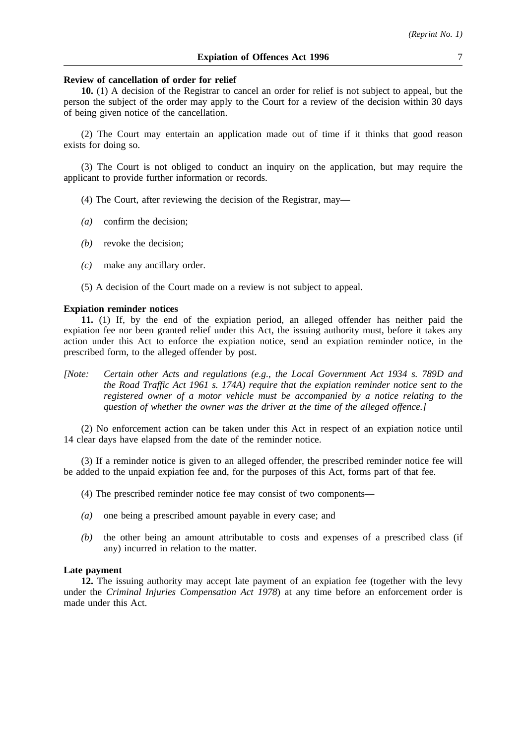**Review of cancellation of order for relief**

**10.** (1) A decision of the Registrar to cancel an order for relief is not subject to appeal, but the person the subject of the order may apply to the Court for a review of the decision within 30 days of being given notice of the cancellation.

(2) The Court may entertain an application made out of time if it thinks that good reason exists for doing so.

(3) The Court is not obliged to conduct an inquiry on the application, but may require the applicant to provide further information or records.

(4) The Court, after reviewing the decision of the Registrar, may—

*(a)* confirm the decision;

*(b)* revoke the decision;

*(c)* make any ancillary order.

(5) A decision of the Court made on a review is not subject to appeal.

**Expiation reminder notices**

**11.** (1) If, by the end of the expiation period, an alleged offender has neither paid the expiation fee nor been granted relief under this Act, the issuing authority must, before it takes any action under this Act to enforce the expiation notice, send an expiation reminder notice, in the prescribed form, to the alleged offender by post.

*[Note: Certain other Acts and regulations (e.g., the Local Government Act 1934 s. 789D and the Road Traffic Act 1961 s. 174A) require that the expiation reminder notice sent to the registered owner of a motor vehicle must be accompanied by a notice relating to the question of whether the owner was the driver at the time of the alleged offence.]*

(2) No enforcement action can be taken under this Act in respect of an expiation notice until 14 clear days have elapsed from the date of the reminder notice.

(3) If a reminder notice is given to an alleged offender, the prescribed reminder notice fee will be added to the unpaid expiation fee and, for the purposes of this Act, forms part of that fee.

(4) The prescribed reminder notice fee may consist of two components—

*(a)* one being a prescribed amount payable in every case; and

*(b)* the other being an amount attributable to costs and expenses of a prescribed class (if any) incurred in relation to the matter.

**Late payment**

**12.** The issuing authority may accept late payment of an expiation fee (together with the levy under the *Criminal Injuries Compensation Act 1978*) at any time before an enforcement order is made under this Act.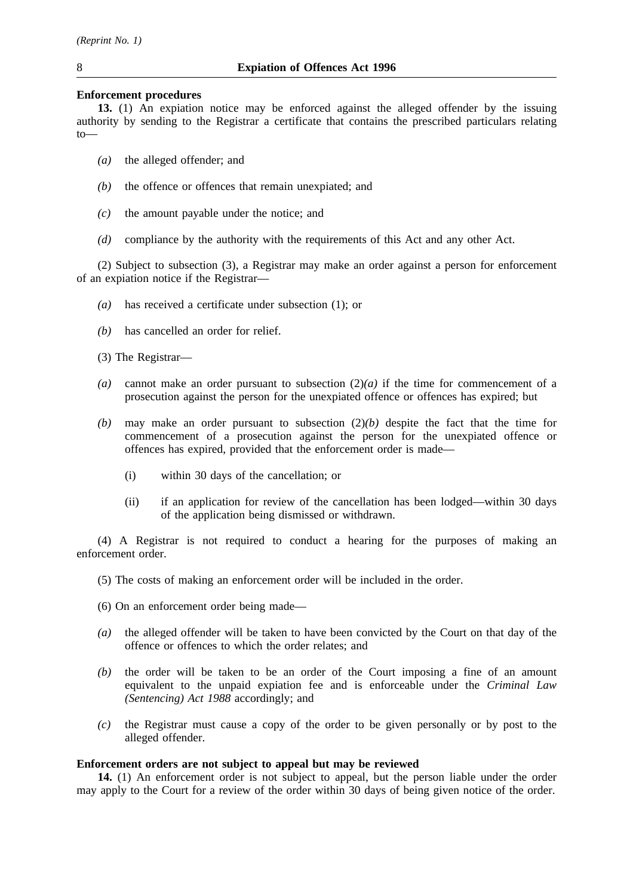**Enforcement procedures**

**13.** (1) An expiation notice may be enforced against the alleged offender by the issuing authority by sending to the Registrar a certificate that contains the prescribed particulars relating to—

*(a)* the alleged offender; and

*(b)* the offence or offences that remain unexpiated; and

*(c)* the amount payable under the notice; and

*(d)* compliance by the authority with the requirements of this Act and any other Act.

(2) Subject to subsection (3), a Registrar may make an order against a person for enforcement of an expiation notice if the Registrar—

*(a)* has received a certificate under subsection (1); or

*(b)* has cancelled an order for relief.

(3) The Registrar—

*(a)* cannot make an order pursuant to subsection (2)*(a)* if the time for commencement of a prosecution against the person for the unexpiated offence or offences has expired; but

*(b)* may make an order pursuant to subsection (2)*(b)* despite the fact that the time for commencement of a prosecution against the person for the unexpiated offence or offences has expired, provided that the enforcement order is made—

(i) within 30 days of the cancellation; or

(ii) if an application for review of the cancellation has been lodged—within 30 days of the application being dismissed or withdrawn.

(4) A Registrar is not required to conduct a hearing for the purposes of making an enforcement order.

(5) The costs of making an enforcement order will be included in the order.

(6) On an enforcement order being made—

*(a)* the alleged offender will be taken to have been convicted by the Court on that day of the offence or offences to which the order relates; and

*(b)* the order will be taken to be an order of the Court imposing a fine of an amount equivalent to the unpaid expiation fee and is enforceable under the *Criminal Law (Sentencing) Act 1988* accordingly; and

*(c)* the Registrar must cause a copy of the order to be given personally or by post to the alleged offender.

**Enforcement orders are not subject to appeal but may be reviewed**

**14.** (1) An enforcement order is not subject to appeal, but the person liable under the order may apply to the Court for a review of the order within 30 days of being given notice of the order.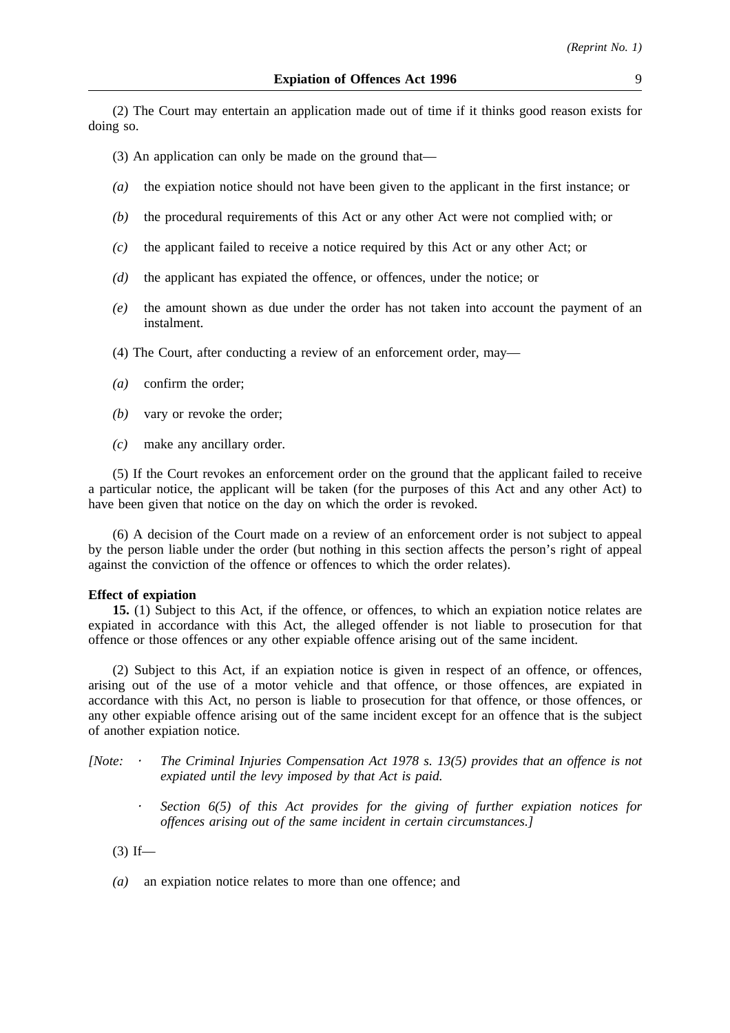(2) The Court may entertain an application made out of time if it thinks good reason exists for doing so.

(3) An application can only be made on the ground that—

*(a)* the expiation notice should not have been given to the applicant in the first instance; or

*(b)* the procedural requirements of this Act or any other Act were not complied with; or

*(c)* the applicant failed to receive a notice required by this Act or any other Act; or

*(d)* the applicant has expiated the offence, or offences, under the notice; or

*(e)* the amount shown as due under the order has not taken into account the payment of an instalment.

(4) The Court, after conducting a review of an enforcement order, may—

*(a)* confirm the order;

*(b)* vary or revoke the order;

*(c)* make any ancillary order.

(5) If the Court revokes an enforcement order on the ground that the applicant failed to receive a particular notice, the applicant will be taken (for the purposes of this Act and any other Act) to have been given that notice on the day on which the order is revoked.

(6) A decision of the Court made on a review of an enforcement order is not subject to appeal by the person liable under the order (but nothing in this section affects the person's right of appeal against the conviction of the offence or offences to which the order relates).

**Effect of expiation**

**15.** (1) Subject to this Act, if the offence, or offences, to which an expiation notice relates are expiated in accordance with this Act, the alleged offender is not liable to prosecution for that offence or those offences or any other expiable offence arising out of the same incident.

(2) Subject to this Act, if an expiation notice is given in respect of an offence, or offences, arising out of the use of a motor vehicle and that offence, or those offences, are expiated in accordance with this Act, no person is liable to prosecution for that offence, or those offences, or any other expiable offence arising out of the same incident except for an offence that is the subject of another expiation notice.

*[Note:*
- *The Criminal Injuries Compensation Act 1978 s. 13(5) provides that an offence is not expiated until the levy imposed by that Act is paid.*
- *Section 6(5) of this Act provides for the giving of further expiation notices for offences arising out of the same incident in certain circumstances.]*

(3) If—

*(a)* an expiation notice relates to more than one offence; and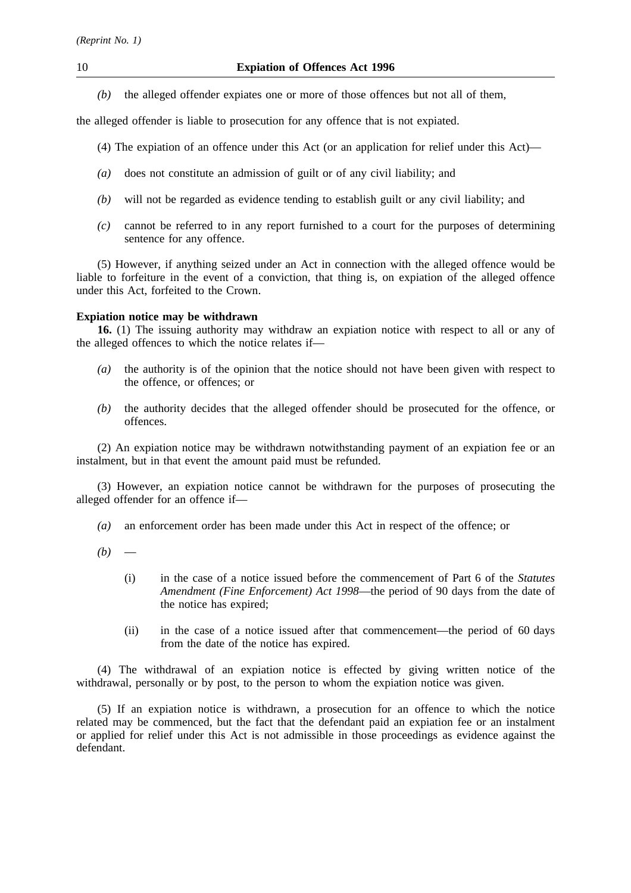*(b)* the alleged offender expiates one or more of those offences but not all of them,

the alleged offender is liable to prosecution for any offence that is not expiated.

(4) The expiation of an offence under this Act (or an application for relief under this Act)—

*(a)* does not constitute an admission of guilt or of any civil liability; and

*(b)* will not be regarded as evidence tending to establish guilt or any civil liability; and

*(c)* cannot be referred to in any report furnished to a court for the purposes of determining sentence for any offence.

(5) However, if anything seized under an Act in connection with the alleged offence would be liable to forfeiture in the event of a conviction, that thing is, on expiation of the alleged offence under this Act, forfeited to the Crown.

**Expiation notice may be withdrawn**

**16.** (1) The issuing authority may withdraw an expiation notice with respect to all or any of the alleged offences to which the notice relates if—

*(a)* the authority is of the opinion that the notice should not have been given with respect to the offence, or offences; or

*(b)* the authority decides that the alleged offender should be prosecuted for the offence, or offences.

(2) An expiation notice may be withdrawn notwithstanding payment of an expiation fee or an instalment, but in that event the amount paid must be refunded.

(3) However, an expiation notice cannot be withdrawn for the purposes of prosecuting the alleged offender for an offence if—

*(a)* an enforcement order has been made under this Act in respect of the offence; or

*(b)* —

(i) in the case of a notice issued before the commencement of Part 6 of the *Statutes Amendment (Fine Enforcement) Act 1998*—the period of 90 days from the date of the notice has expired;

(ii) in the case of a notice issued after that commencement—the period of 60 days from the date of the notice has expired.

(4) The withdrawal of an expiation notice is effected by giving written notice of the withdrawal, personally or by post, to the person to whom the expiation notice was given.

(5) If an expiation notice is withdrawn, a prosecution for an offence to which the notice related may be commenced, but the fact that the defendant paid an expiation fee or an instalment or applied for relief under this Act is not admissible in those proceedings as evidence against the defendant.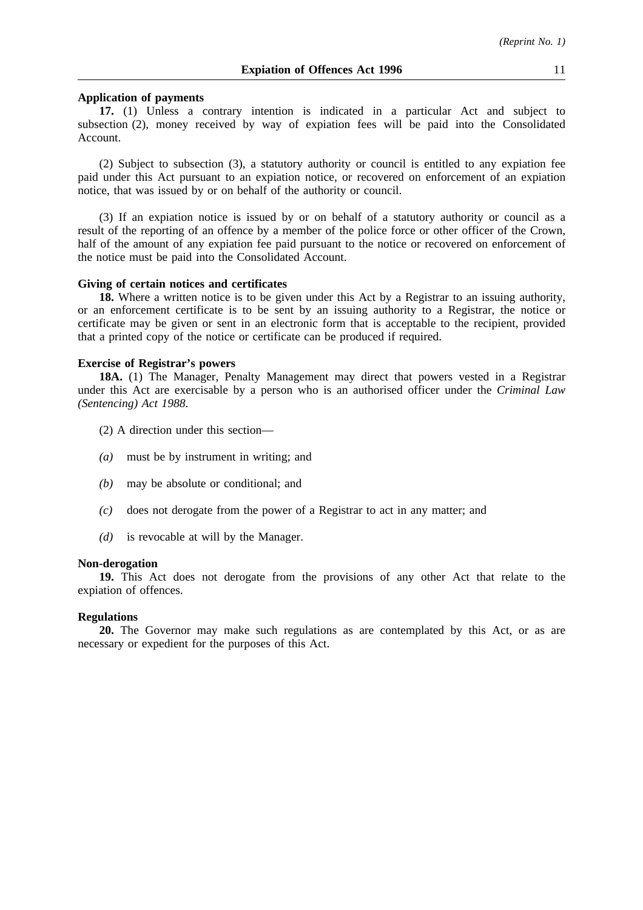**Application of payments**

**17.** (1) Unless a contrary intention is indicated in a particular Act and subject to subsection (2), money received by way of expiation fees will be paid into the Consolidated Account.

(2) Subject to subsection (3), a statutory authority or council is entitled to any expiation fee paid under this Act pursuant to an expiation notice, or recovered on enforcement of an expiation notice, that was issued by or on behalf of the authority or council.

(3) If an expiation notice is issued by or on behalf of a statutory authority or council as a result of the reporting of an offence by a member of the police force or other officer of the Crown, half of the amount of any expiation fee paid pursuant to the notice or recovered on enforcement of the notice must be paid into the Consolidated Account.

**Giving of certain notices and certificates**

**18.** Where a written notice is to be given under this Act by a Registrar to an issuing authority, or an enforcement certificate is to be sent by an issuing authority to a Registrar, the notice or certificate may be given or sent in an electronic form that is acceptable to the recipient, provided that a printed copy of the notice or certificate can be produced if required.

**Exercise of Registrar's powers**

**18A.** (1) The Manager, Penalty Management may direct that powers vested in a Registrar under this Act are exercisable by a person who is an authorised officer under the *Criminal Law (Sentencing) Act 1988*.

(2) A direction under this section—

*(a)* must be by instrument in writing; and

*(b)* may be absolute or conditional; and

*(c)* does not derogate from the power of a Registrar to act in any matter; and

*(d)* is revocable at will by the Manager.

**Non-derogation**

**19.** This Act does not derogate from the provisions of any other Act that relate to the expiation of offences.

**Regulations**

**20.** The Governor may make such regulations as are contemplated by this Act, or as are necessary or expedient for the purposes of this Act.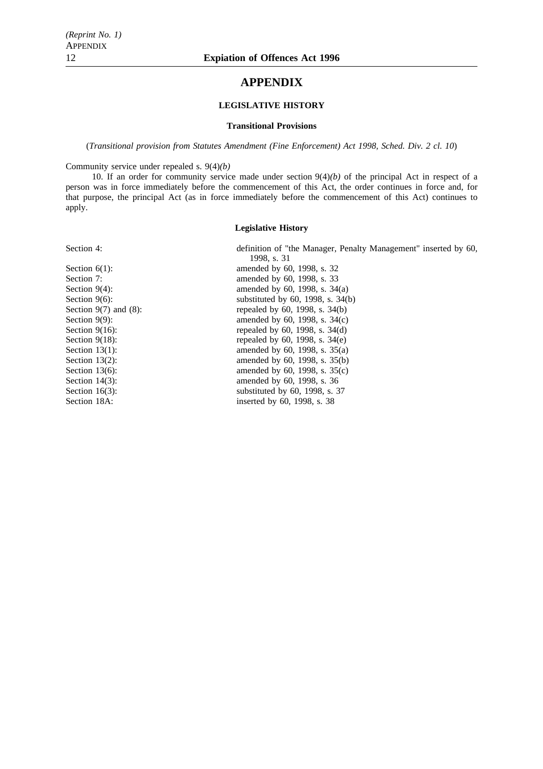# APPENDIX

## LEGISLATIVE HISTORY

### Transitional Provisions

(*Transitional provision from Statutes Amendment (Fine Enforcement) Act 1998, Sched. Div. 2 cl. 10*)

Community service under repealed s. 9(4)*(b)*

10. If an order for community service made under section 9(4)*(b)* of the principal Act in respect of a person was in force immediately before the commencement of this Act, the order continues in force and, for that purpose, the principal Act (as in force immediately before the commencement of this Act) continues to apply.

### Legislative History

| | |
|---|---|
| Section 4: | definition of "the Manager, Penalty Management" inserted by 60, 1998, s. 31 |
| Section 6(1): | amended by 60, 1998, s. 32 |
| Section 7: | amended by 60, 1998, s. 33 |
| Section 9(4): | amended by 60, 1998, s. 34(a) |
| Section 9(6): | substituted by 60, 1998, s. 34(b) |
| Section 9(7) and (8): | repealed by 60, 1998, s. 34(b) |
| Section 9(9): | amended by 60, 1998, s. 34(c) |
| Section 9(16): | repealed by 60, 1998, s. 34(d) |
| Section 9(18): | repealed by 60, 1998, s. 34(e) |
| Section 13(1): | amended by 60, 1998, s. 35(a) |
| Section 13(2): | amended by 60, 1998, s. 35(b) |
| Section 13(6): | amended by 60, 1998, s. 35(c) |
| Section 14(3): | amended by 60, 1998, s. 36 |
| Section 16(3): | substituted by 60, 1998, s. 37 |
| Section 18A: | inserted by 60, 1998, s. 38 |